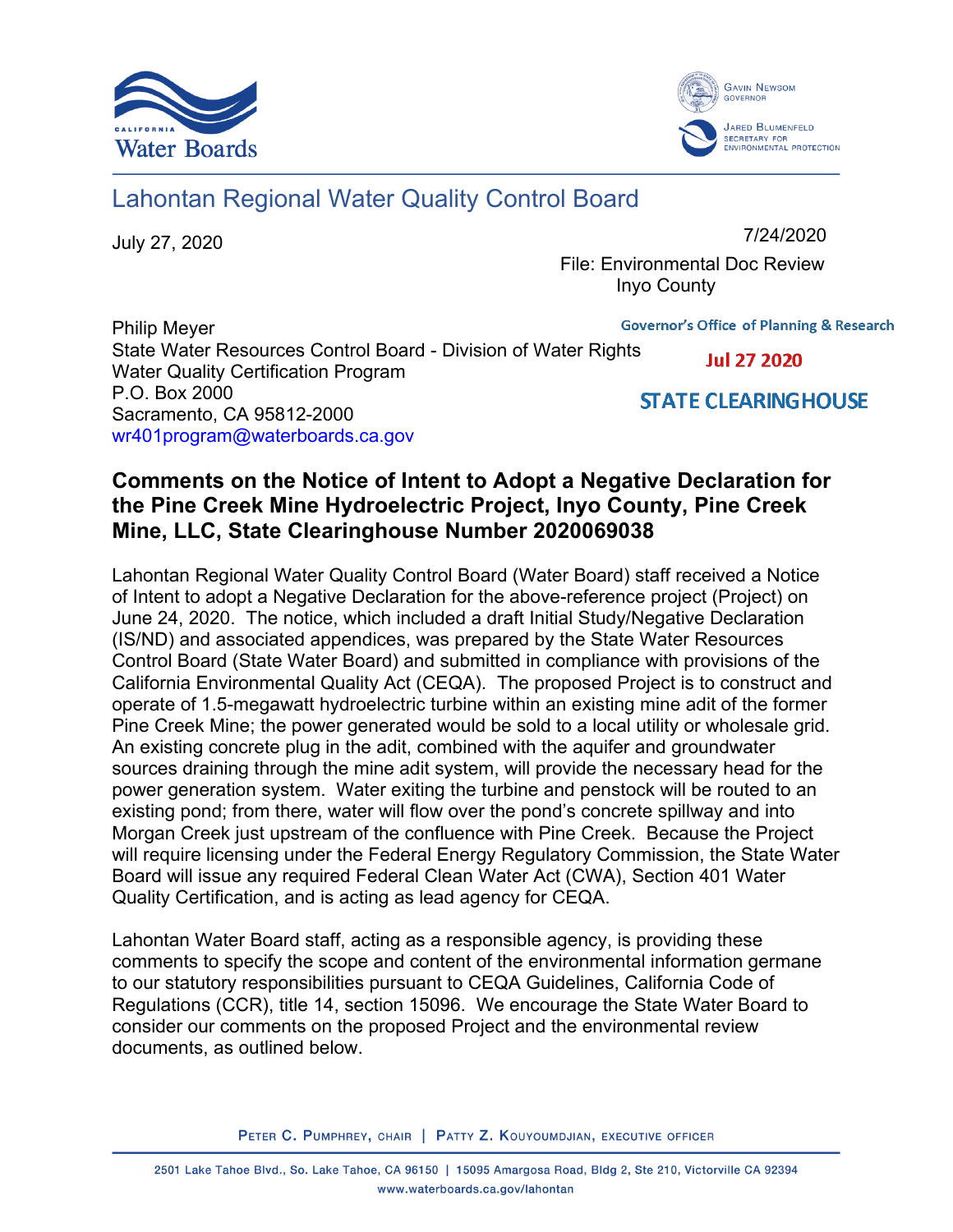# Lahontan Regional Water Quality Control Board

July 27, 2020

7/24/2020

File: Environmental Doc Review
Inyo County

Governor's Office of Planning & Research

Jul 27 2020

STATE CLEARINGHOUSE

Philip Meyer
State Water Resources Control Board - Division of Water Rights
Water Quality Certification Program
P.O. Box 2000
Sacramento, CA 95812-2000
wr401program@waterboards.ca.gov

**Comments on the Notice of Intent to Adopt a Negative Declaration for the Pine Creek Mine Hydroelectric Project, Inyo County, Pine Creek Mine, LLC, State Clearinghouse Number 2020069038**

Lahontan Regional Water Quality Control Board (Water Board) staff received a Notice of Intent to adopt a Negative Declaration for the above-reference project (Project) on June 24, 2020. The notice, which included a draft Initial Study/Negative Declaration (IS/ND) and associated appendices, was prepared by the State Water Resources Control Board (State Water Board) and submitted in compliance with provisions of the California Environmental Quality Act (CEQA). The proposed Project is to construct and operate of 1.5-megawatt hydroelectric turbine within an existing mine adit of the former Pine Creek Mine; the power generated would be sold to a local utility or wholesale grid. An existing concrete plug in the adit, combined with the aquifer and groundwater sources draining through the mine adit system, will provide the necessary head for the power generation system. Water exiting the turbine and penstock will be routed to an existing pond; from there, water will flow over the pond's concrete spillway and into Morgan Creek just upstream of the confluence with Pine Creek. Because the Project will require licensing under the Federal Energy Regulatory Commission, the State Water Board will issue any required Federal Clean Water Act (CWA), Section 401 Water Quality Certification, and is acting as lead agency for CEQA.

Lahontan Water Board staff, acting as a responsible agency, is providing these comments to specify the scope and content of the environmental information germane to our statutory responsibilities pursuant to CEQA Guidelines, California Code of Regulations (CCR), title 14, section 15096. We encourage the State Water Board to consider our comments on the proposed Project and the environmental review documents, as outlined below.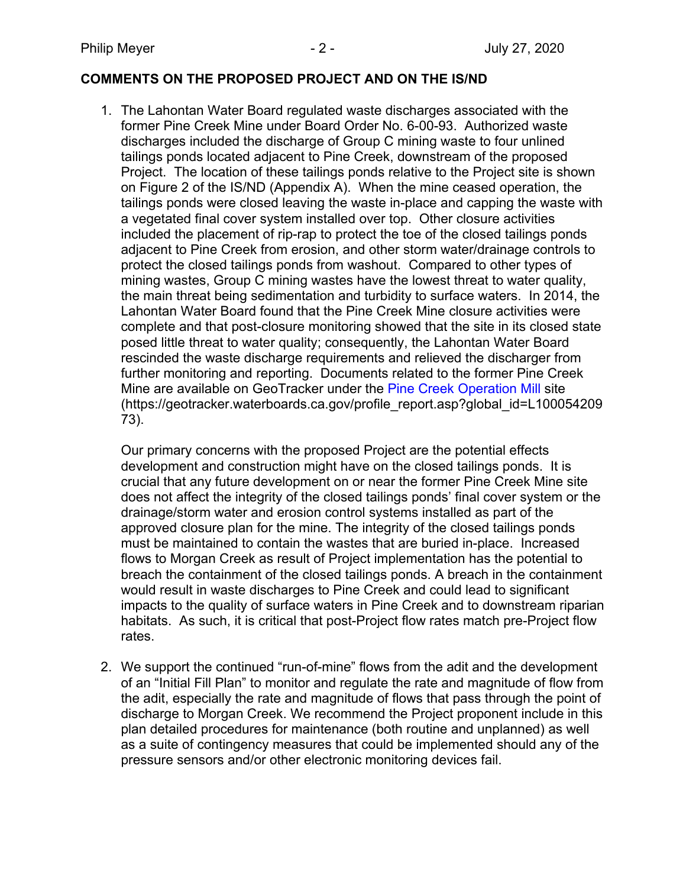**COMMENTS ON THE PROPOSED PROJECT AND ON THE IS/ND**

1. The Lahontan Water Board regulated waste discharges associated with the former Pine Creek Mine under Board Order No. 6-00-93. Authorized waste discharges included the discharge of Group C mining waste to four unlined tailings ponds located adjacent to Pine Creek, downstream of the proposed Project. The location of these tailings ponds relative to the Project site is shown on Figure 2 of the IS/ND (Appendix A). When the mine ceased operation, the tailings ponds were closed leaving the waste in-place and capping the waste with a vegetated final cover system installed over top. Other closure activities included the placement of rip-rap to protect the toe of the closed tailings ponds adjacent to Pine Creek from erosion, and other storm water/drainage controls to protect the closed tailings ponds from washout. Compared to other types of mining wastes, Group C mining wastes have the lowest threat to water quality, the main threat being sedimentation and turbidity to surface waters. In 2014, the Lahontan Water Board found that the Pine Creek Mine closure activities were complete and that post-closure monitoring showed that the site in its closed state posed little threat to water quality; consequently, the Lahontan Water Board rescinded the waste discharge requirements and relieved the discharger from further monitoring and reporting. Documents related to the former Pine Creek Mine are available on GeoTracker under the Pine Creek Operation Mill site (https://geotracker.waterboards.ca.gov/profile_report.asp?global_id=L10005420973).

   Our primary concerns with the proposed Project are the potential effects development and construction might have on the closed tailings ponds. It is crucial that any future development on or near the former Pine Creek Mine site does not affect the integrity of the closed tailings ponds' final cover system or the drainage/storm water and erosion control systems installed as part of the approved closure plan for the mine. The integrity of the closed tailings ponds must be maintained to contain the wastes that are buried in-place. Increased flows to Morgan Creek as result of Project implementation has the potential to breach the containment of the closed tailings ponds. A breach in the containment would result in waste discharges to Pine Creek and could lead to significant impacts to the quality of surface waters in Pine Creek and to downstream riparian habitats. As such, it is critical that post-Project flow rates match pre-Project flow rates.

2. We support the continued "run-of-mine" flows from the adit and the development of an "Initial Fill Plan" to monitor and regulate the rate and magnitude of flow from the adit, especially the rate and magnitude of flows that pass through the point of discharge to Morgan Creek. We recommend the Project proponent include in this plan detailed procedures for maintenance (both routine and unplanned) as well as a suite of contingency measures that could be implemented should any of the pressure sensors and/or other electronic monitoring devices fail.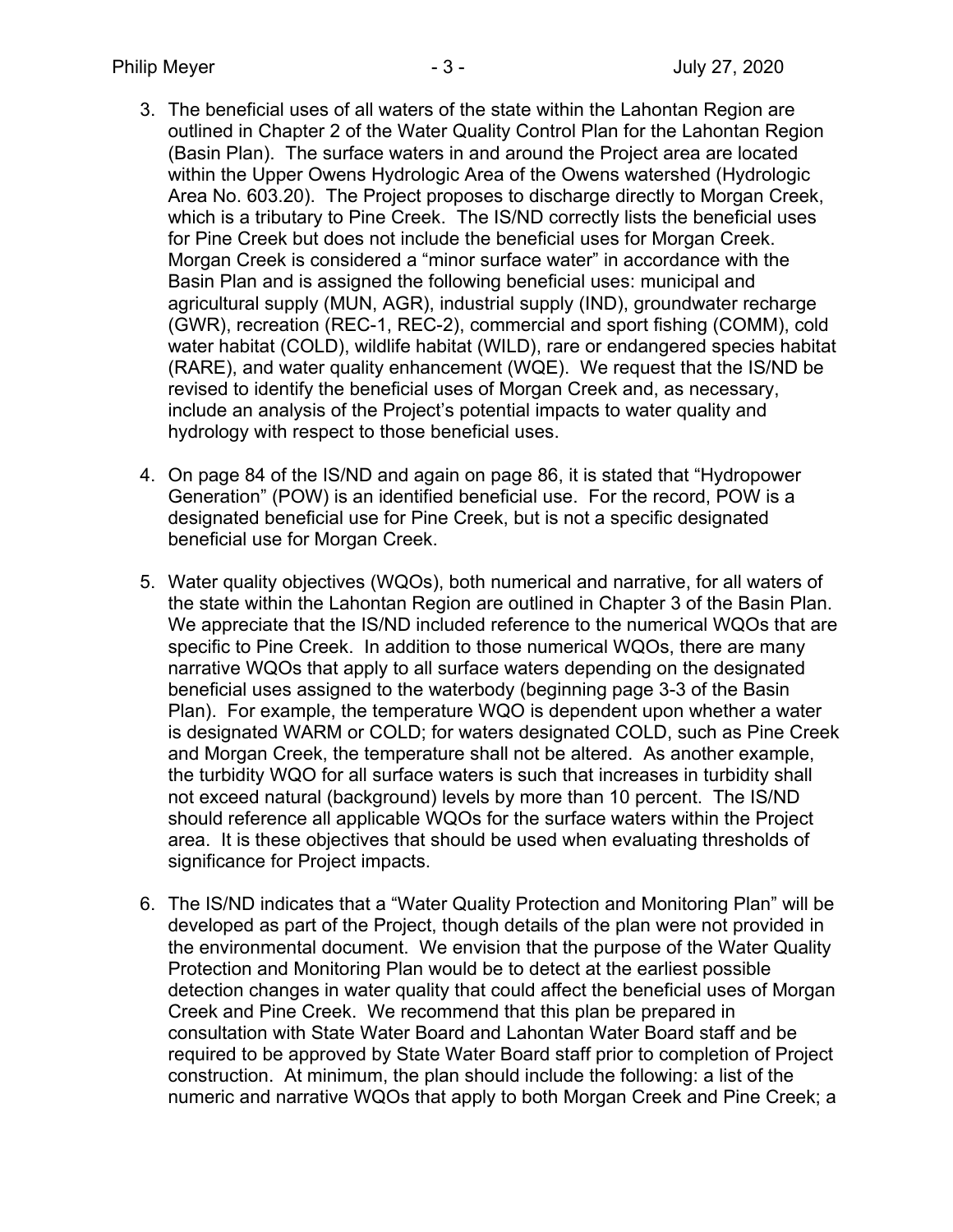3. The beneficial uses of all waters of the state within the Lahontan Region are outlined in Chapter 2 of the Water Quality Control Plan for the Lahontan Region (Basin Plan). The surface waters in and around the Project area are located within the Upper Owens Hydrologic Area of the Owens watershed (Hydrologic Area No. 603.20). The Project proposes to discharge directly to Morgan Creek, which is a tributary to Pine Creek. The IS/ND correctly lists the beneficial uses for Pine Creek but does not include the beneficial uses for Morgan Creek. Morgan Creek is considered a "minor surface water" in accordance with the Basin Plan and is assigned the following beneficial uses: municipal and agricultural supply (MUN, AGR), industrial supply (IND), groundwater recharge (GWR), recreation (REC-1, REC-2), commercial and sport fishing (COMM), cold water habitat (COLD), wildlife habitat (WILD), rare or endangered species habitat (RARE), and water quality enhancement (WQE). We request that the IS/ND be revised to identify the beneficial uses of Morgan Creek and, as necessary, include an analysis of the Project's potential impacts to water quality and hydrology with respect to those beneficial uses.

4. On page 84 of the IS/ND and again on page 86, it is stated that "Hydropower Generation" (POW) is an identified beneficial use. For the record, POW is a designated beneficial use for Pine Creek, but is not a specific designated beneficial use for Morgan Creek.

5. Water quality objectives (WQOs), both numerical and narrative, for all waters of the state within the Lahontan Region are outlined in Chapter 3 of the Basin Plan. We appreciate that the IS/ND included reference to the numerical WQOs that are specific to Pine Creek. In addition to those numerical WQOs, there are many narrative WQOs that apply to all surface waters depending on the designated beneficial uses assigned to the waterbody (beginning page 3-3 of the Basin Plan). For example, the temperature WQO is dependent upon whether a water is designated WARM or COLD; for waters designated COLD, such as Pine Creek and Morgan Creek, the temperature shall not be altered. As another example, the turbidity WQO for all surface waters is such that increases in turbidity shall not exceed natural (background) levels by more than 10 percent. The IS/ND should reference all applicable WQOs for the surface waters within the Project area. It is these objectives that should be used when evaluating thresholds of significance for Project impacts.

6. The IS/ND indicates that a "Water Quality Protection and Monitoring Plan" will be developed as part of the Project, though details of the plan were not provided in the environmental document. We envision that the purpose of the Water Quality Protection and Monitoring Plan would be to detect at the earliest possible detection changes in water quality that could affect the beneficial uses of Morgan Creek and Pine Creek. We recommend that this plan be prepared in consultation with State Water Board and Lahontan Water Board staff and be required to be approved by State Water Board staff prior to completion of Project construction. At minimum, the plan should include the following: a list of the numeric and narrative WQOs that apply to both Morgan Creek and Pine Creek; a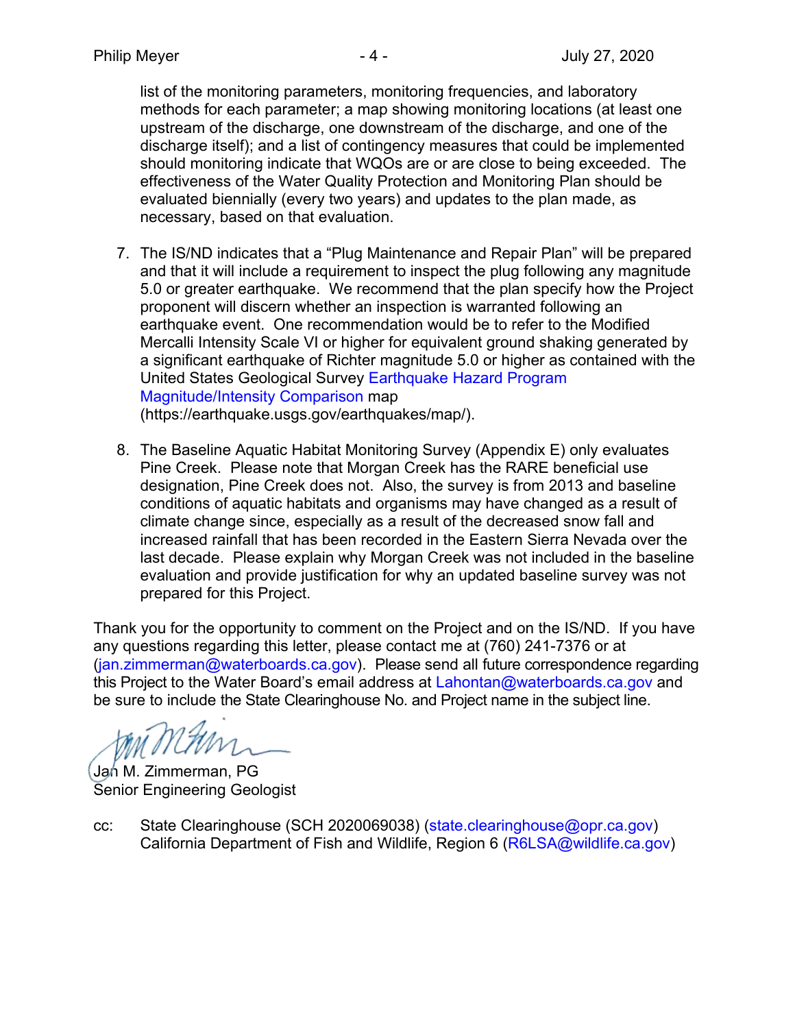list of the monitoring parameters, monitoring frequencies, and laboratory methods for each parameter; a map showing monitoring locations (at least one upstream of the discharge, one downstream of the discharge, and one of the discharge itself); and a list of contingency measures that could be implemented should monitoring indicate that WQOs are or are close to being exceeded. The effectiveness of the Water Quality Protection and Monitoring Plan should be evaluated biennially (every two years) and updates to the plan made, as necessary, based on that evaluation.

7. The IS/ND indicates that a "Plug Maintenance and Repair Plan" will be prepared and that it will include a requirement to inspect the plug following any magnitude 5.0 or greater earthquake. We recommend that the plan specify how the Project proponent will discern whether an inspection is warranted following an earthquake event. One recommendation would be to refer to the Modified Mercalli Intensity Scale VI or higher for equivalent ground shaking generated by a significant earthquake of Richter magnitude 5.0 or higher as contained with the United States Geological Survey Earthquake Hazard Program Magnitude/Intensity Comparison map (https://earthquake.usgs.gov/earthquakes/map/).

8. The Baseline Aquatic Habitat Monitoring Survey (Appendix E) only evaluates Pine Creek. Please note that Morgan Creek has the RARE beneficial use designation, Pine Creek does not. Also, the survey is from 2013 and baseline conditions of aquatic habitats and organisms may have changed as a result of climate change since, especially as a result of the decreased snow fall and increased rainfall that has been recorded in the Eastern Sierra Nevada over the last decade. Please explain why Morgan Creek was not included in the baseline evaluation and provide justification for why an updated baseline survey was not prepared for this Project.

Thank you for the opportunity to comment on the Project and on the IS/ND. If you have any questions regarding this letter, please contact me at (760) 241-7376 or at (jan.zimmerman@waterboards.ca.gov). Please send all future correspondence regarding this Project to the Water Board's email address at Lahontan@waterboards.ca.gov and be sure to include the State Clearinghouse No. and Project name in the subject line.

Jan M. Zimmerman, PG
Senior Engineering Geologist

cc: State Clearinghouse (SCH 2020069038) (state.clearinghouse@opr.ca.gov)
California Department of Fish and Wildlife, Region 6 (R6LSA@wildlife.ca.gov)